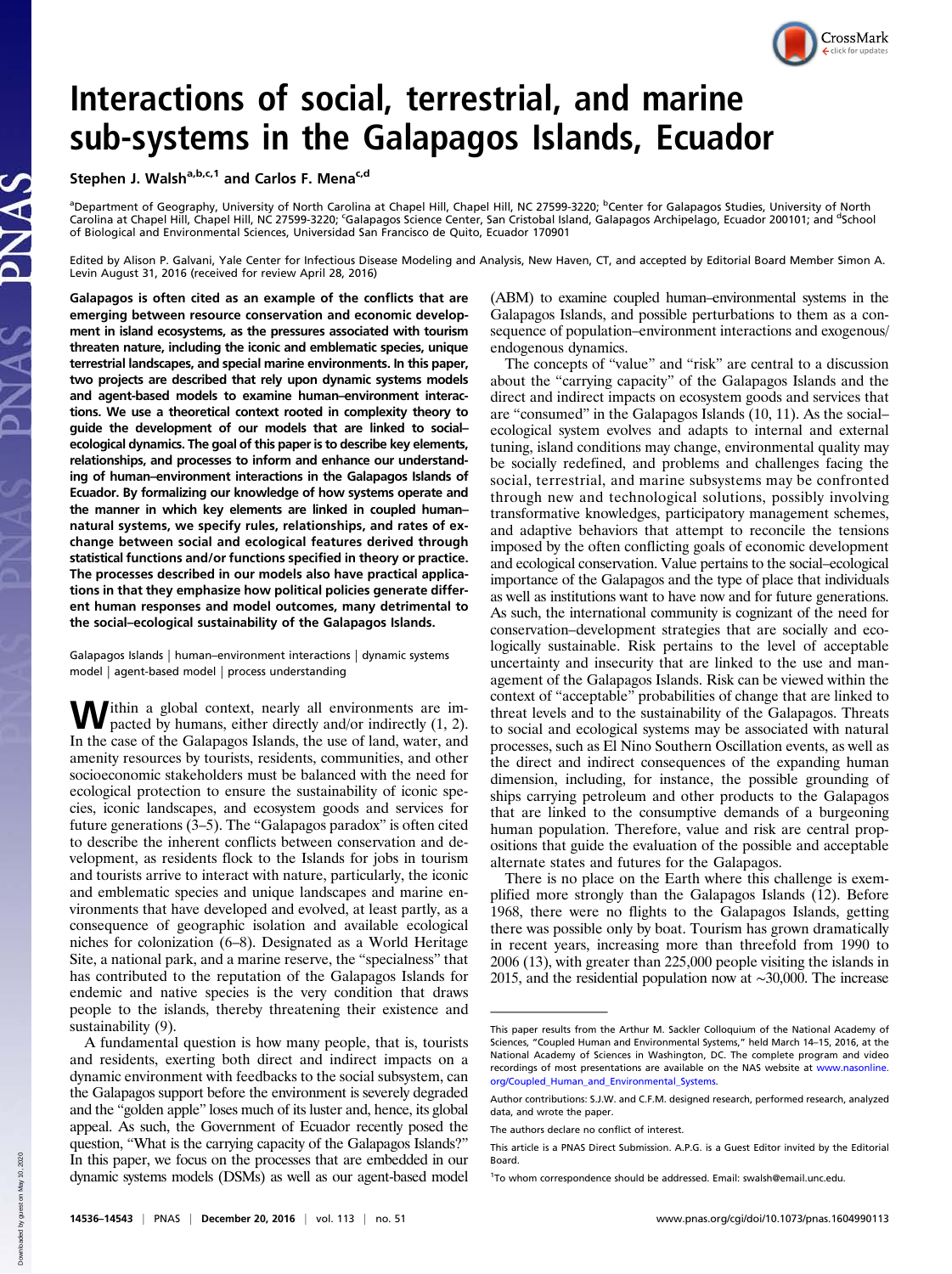# Interactions of social, terrestrial, and marine sub-systems in the Galapagos Islands, Ecuador

Stephen J. Walsh[a,b,c,1] and Carlos F. Mena[c,d]

[a]Department of Geography, University of North Carolina at Chapel Hill, Chapel Hill, NC 27599-3220; [b]Center for Galapagos Studies, University of North Carolina at Chapel Hill, Chapel Hill, NC 27599-3220; [c]Galapagos Science Center, San Cristobal Island, Galapagos Archipelago, Ecuador 200101; and [d]School of Biological and Environmental Sciences, Universidad San Francisco de Quito, Ecuador 170901

Edited by Alison P. Galvani, Yale Center for Infectious Disease Modeling and Analysis, New Haven, CT, and accepted by Editorial Board Member Simon A. Levin August 31, 2016 (received for review April 28, 2016)

**Galapagos is often cited as an example of the conflicts that are emerging between resource conservation and economic development in island ecosystems, as the pressures associated with tourism threaten nature, including the iconic and emblematic species, unique terrestrial landscapes, and special marine environments. In this paper, two projects are described that rely upon dynamic systems models and agent-based models to examine human–environment interactions. We use a theoretical context rooted in complexity theory to guide the development of our models that are linked to social–ecological dynamics. The goal of this paper is to describe key elements, relationships, and processes to inform and enhance our understanding of human–environment interactions in the Galapagos Islands of Ecuador. By formalizing our knowledge of how systems operate and the manner in which key elements are linked in coupled human–natural systems, we specify rules, relationships, and rates of exchange between social and ecological features derived through statistical functions and/or functions specified in theory or practice. The processes described in our models also have practical applications in that they emphasize how political policies generate different human responses and model outcomes, many detrimental to the social–ecological sustainability of the Galapagos Islands.**

Galapagos Islands | human–environment interactions | dynamic systems model | agent-based model | process understanding

Within a global context, nearly all environments are impacted by humans, either directly and/or indirectly (1, 2). In the case of the Galapagos Islands, the use of land, water, and amenity resources by tourists, residents, communities, and other socioeconomic stakeholders must be balanced with the need for ecological protection to ensure the sustainability of iconic species, iconic landscapes, and ecosystem goods and services for future generations (3–5). The "Galapagos paradox" is often cited to describe the inherent conflicts between conservation and development, as residents flock to the Islands for jobs in tourism and tourists arrive to interact with nature, particularly, the iconic and emblematic species and unique landscapes and marine environments that have developed and evolved, at least partly, as a consequence of geographic isolation and available ecological niches for colonization (6–8). Designated as a World Heritage Site, a national park, and a marine reserve, the "specialness" that has contributed to the reputation of the Galapagos Islands for endemic and native species is the very condition that draws people to the islands, thereby threatening their existence and sustainability (9).

A fundamental question is how many people, that is, tourists and residents, exerting both direct and indirect impacts on a dynamic environment with feedbacks to the social subsystem, can the Galapagos support before the environment is severely degraded and the "golden apple" loses much of its luster and, hence, its global appeal. As such, the Government of Ecuador recently posed the question, "What is the carrying capacity of the Galapagos Islands?" In this paper, we focus on the processes that are embedded in our dynamic systems models (DSMs) as well as our agent-based model (ABM) to examine coupled human–environmental systems in the Galapagos Islands, and possible perturbations to them as a consequence of population–environment interactions and exogenous/endogenous dynamics.

The concepts of "value" and "risk" are central to a discussion about the "carrying capacity" of the Galapagos Islands and the direct and indirect impacts on ecosystem goods and services that are "consumed" in the Galapagos Islands (10, 11). As the social–ecological system evolves and adapts to internal and external tuning, island conditions may change, environmental quality may be socially redefined, and problems and challenges facing the social, terrestrial, and marine subsystems may be confronted through new and technological solutions, possibly involving transformative knowledges, participatory management schemes, and adaptive behaviors that attempt to reconcile the tensions imposed by the often conflicting goals of economic development and ecological conservation. Value pertains to the social–ecological importance of the Galapagos and the type of place that individuals as well as institutions want to have now and for future generations. As such, the international community is cognizant of the need for conservation–development strategies that are socially and ecologically sustainable. Risk pertains to the level of acceptable uncertainty and insecurity that are linked to the use and management of the Galapagos Islands. Risk can be viewed within the context of "acceptable" probabilities of change that are linked to threat levels and to the sustainability of the Galapagos. Threats to social and ecological systems may be associated with natural processes, such as El Nino Southern Oscillation events, as well as the direct and indirect consequences of the expanding human dimension, including, for instance, the possible grounding of ships carrying petroleum and other products to the Galapagos that are linked to the consumptive demands of a burgeoning human population. Therefore, value and risk are central propositions that guide the evaluation of the possible and acceptable alternate states and futures for the Galapagos.

There is no place on the Earth where this challenge is exemplified more strongly than the Galapagos Islands (12). Before 1968, there were no flights to the Galapagos Islands, getting there was possible only by boat. Tourism has grown dramatically in recent years, increasing more than threefold from 1990 to 2006 (13), with greater than 225,000 people visiting the islands in 2015, and the residential population now at ∼30,000. The increase

---

This paper results from the Arthur M. Sackler Colloquium of the National Academy of Sciences, "Coupled Human and Environmental Systems," held March 14–15, 2016, at the National Academy of Sciences in Washington, DC. The complete program and video recordings of most presentations are available on the NAS website at www.nasonline.org/Coupled_Human_and_Environmental_Systems.

Author contributions: S.J.W. and C.F.M. designed research, performed research, analyzed data, and wrote the paper.

The authors declare no conflict of interest.

This article is a PNAS Direct Submission. A.P.G. is a Guest Editor invited by the Editorial Board.

[1]To whom correspondence should be addressed. Email: swalsh@email.unc.edu.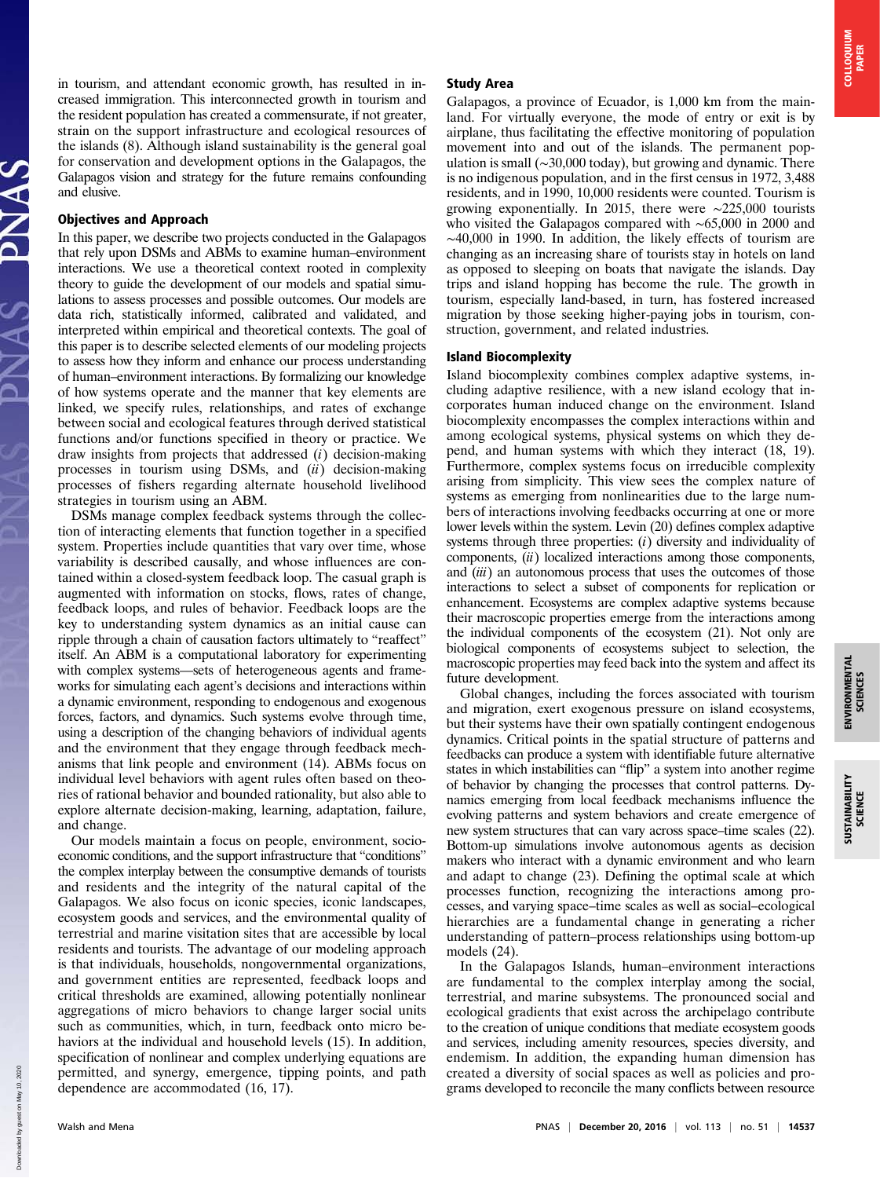in tourism, and attendant economic growth, has resulted in increased immigration. This interconnected growth in tourism and the resident population has created a commensurate, if not greater, strain on the support infrastructure and ecological resources of the islands (8). Although island sustainability is the general goal for conservation and development options in the Galapagos, the Galapagos vision and strategy for the future remains confounding and elusive.

## Objectives and Approach

In this paper, we describe two projects conducted in the Galapagos that rely upon DSMs and ABMs to examine human–environment interactions. We use a theoretical context rooted in complexity theory to guide the development of our models and spatial simulations to assess processes and possible outcomes. Our models are data rich, statistically informed, calibrated and validated, and interpreted within empirical and theoretical contexts. The goal of this paper is to describe selected elements of our modeling projects to assess how they inform and enhance our process understanding of human–environment interactions. By formalizing our knowledge of how systems operate and the manner that key elements are linked, we specify rules, relationships, and rates of exchange between social and ecological features through derived statistical functions and/or functions specified in theory or practice. We draw insights from projects that addressed (*i*) decision-making processes in tourism using DSMs, and (*ii*) decision-making processes of fishers regarding alternate household livelihood strategies in tourism using an ABM.

DSMs manage complex feedback systems through the collection of interacting elements that function together in a specified system. Properties include quantities that vary over time, whose variability is described causally, and whose influences are contained within a closed-system feedback loop. The casual graph is augmented with information on stocks, flows, rates of change, feedback loops, and rules of behavior. Feedback loops are the key to understanding system dynamics as an initial cause can ripple through a chain of causation factors ultimately to "reaffect" itself. An ABM is a computational laboratory for experimenting with complex systems—sets of heterogeneous agents and frameworks for simulating each agent's decisions and interactions within a dynamic environment, responding to endogenous and exogenous forces, factors, and dynamics. Such systems evolve through time, using a description of the changing behaviors of individual agents and the environment that they engage through feedback mechanisms that link people and environment (14). ABMs focus on individual level behaviors with agent rules often based on theories of rational behavior and bounded rationality, but also able to explore alternate decision-making, learning, adaptation, failure, and change.

Our models maintain a focus on people, environment, socioeconomic conditions, and the support infrastructure that "conditions" the complex interplay between the consumptive demands of tourists and residents and the integrity of the natural capital of the Galapagos. We also focus on iconic species, iconic landscapes, ecosystem goods and services, and the environmental quality of terrestrial and marine visitation sites that are accessible by local residents and tourists. The advantage of our modeling approach is that individuals, households, nongovernmental organizations, and government entities are represented, feedback loops and critical thresholds are examined, allowing potentially nonlinear aggregations of micro behaviors to change larger social units such as communities, which, in turn, feedback onto micro behaviors at the individual and household levels (15). In addition, specification of nonlinear and complex underlying equations are permitted, and synergy, emergence, tipping points, and path dependence are accommodated (16, 17).

## Study Area

Galapagos, a province of Ecuador, is 1,000 km from the mainland. For virtually everyone, the mode of entry or exit is by airplane, thus facilitating the effective monitoring of population movement into and out of the islands. The permanent population is small (~30,000 today), but growing and dynamic. There is no indigenous population, and in the first census in 1972, 3,488 residents, and in 1990, 10,000 residents were counted. Tourism is growing exponentially. In 2015, there were ~225,000 tourists who visited the Galapagos compared with ~65,000 in 2000 and ~40,000 in 1990. In addition, the likely effects of tourism are changing as an increasing share of tourists stay in hotels on land as opposed to sleeping on boats that navigate the islands. Day trips and island hopping has become the rule. The growth in tourism, especially land-based, in turn, has fostered increased migration by those seeking higher-paying jobs in tourism, construction, government, and related industries.

## Island Biocomplexity

Island biocomplexity combines complex adaptive systems, including adaptive resilience, with a new island ecology that incorporates human induced change on the environment. Island biocomplexity encompasses the complex interactions within and among ecological systems, physical systems on which they depend, and human systems with which they interact (18, 19). Furthermore, complex systems focus on irreducible complexity arising from simplicity. This view sees the complex nature of systems as emerging from nonlinearities due to the large numbers of interactions involving feedbacks occurring at one or more lower levels within the system. Levin (20) defines complex adaptive systems through three properties: (*i*) diversity and individuality of components, (*ii*) localized interactions among those components, and (*iii*) an autonomous process that uses the outcomes of those interactions to select a subset of components for replication or enhancement. Ecosystems are complex adaptive systems because their macroscopic properties emerge from the interactions among the individual components of the ecosystem (21). Not only are biological components of ecosystems subject to selection, the macroscopic properties may feed back into the system and affect its future development.

Global changes, including the forces associated with tourism and migration, exert exogenous pressure on island ecosystems, but their systems have their own spatially contingent endogenous dynamics. Critical points in the spatial structure of patterns and feedbacks can produce a system with identifiable future alternative states in which instabilities can "flip" a system into another regime of behavior by changing the processes that control patterns. Dynamics emerging from local feedback mechanisms influence the evolving patterns and system behaviors and create emergence of new system structures that can vary across space–time scales (22). Bottom-up simulations involve autonomous agents as decision makers who interact with a dynamic environment and who learn and adapt to change (23). Defining the optimal scale at which processes function, recognizing the interactions among processes, and varying space–time scales as well as social–ecological hierarchies are a fundamental change in generating a richer understanding of pattern–process relationships using bottom-up models (24).

In the Galapagos Islands, human–environment interactions are fundamental to the complex interplay among the social, terrestrial, and marine subsystems. The pronounced social and ecological gradients that exist across the archipelago contribute to the creation of unique conditions that mediate ecosystem goods and services, including amenity resources, species diversity, and endemism. In addition, the expanding human dimension has created a diversity of social spaces as well as policies and programs developed to reconcile the many conflicts between resource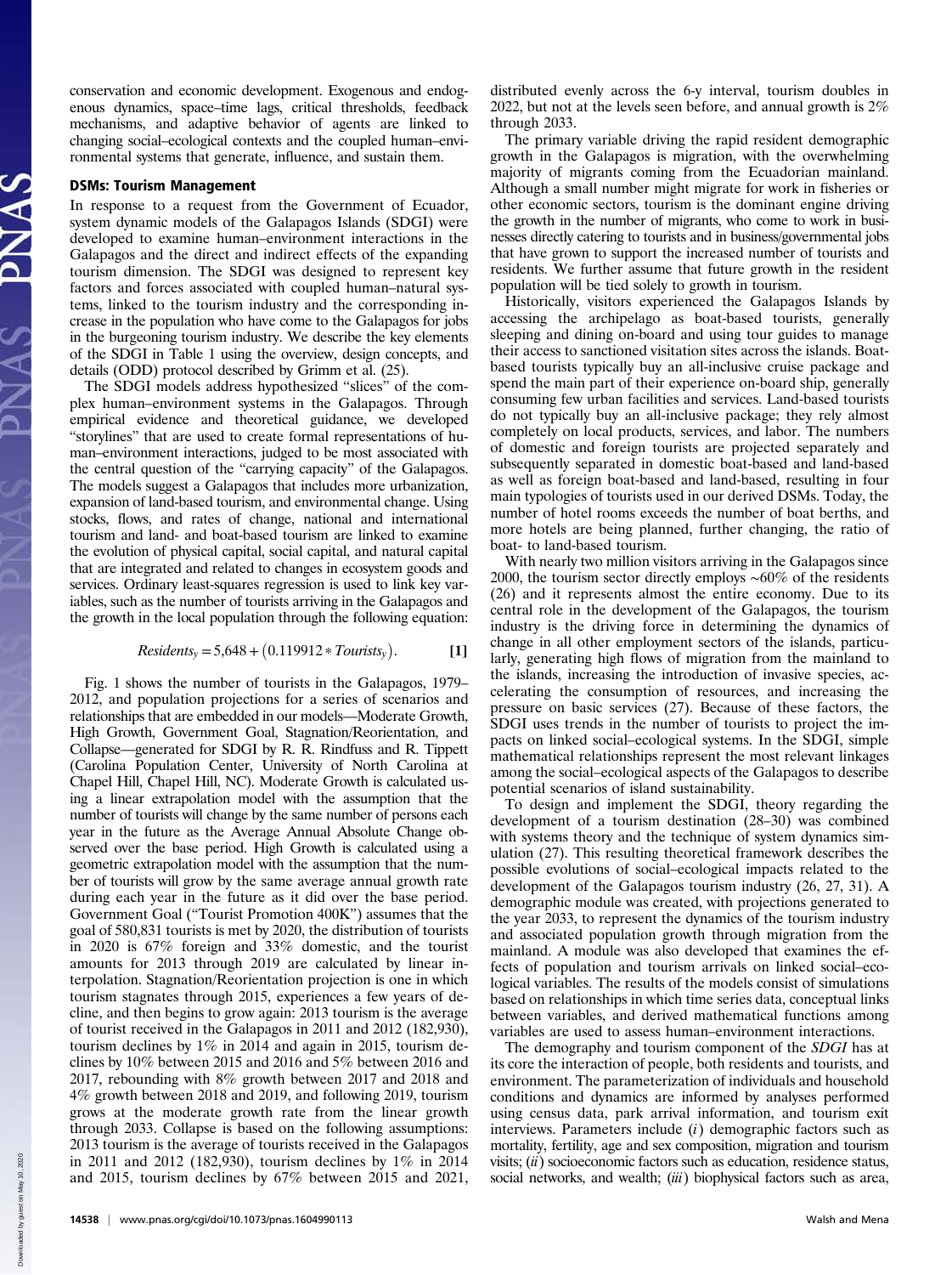conservation and economic development. Exogenous and endogenous dynamics, space–time lags, critical thresholds, feedback mechanisms, and adaptive behavior of agents are linked to changing social–ecological contexts and the coupled human–environmental systems that generate, influence, and sustain them.

## DSMs: Tourism Management

In response to a request from the Government of Ecuador, system dynamic models of the Galapagos Islands (SDGI) were developed to examine human–environment interactions in the Galapagos and the direct and indirect effects of the expanding tourism dimension. The SDGI was designed to represent key factors and forces associated with coupled human–natural systems, linked to the tourism industry and the corresponding increase in the population who have come to the Galapagos for jobs in the burgeoning tourism industry. We describe the key elements of the SDGI in Table 1 using the overview, design concepts, and details (ODD) protocol described by Grimm et al. (25).

The SDGI models address hypothesized "slices" of the complex human–environment systems in the Galapagos. Through empirical evidence and theoretical guidance, we developed "storylines" that are used to create formal representations of human–environment interactions, judged to be most associated with the central question of the "carrying capacity" of the Galapagos. The models suggest a Galapagos that includes more urbanization, expansion of land-based tourism, and environmental change. Using stocks, flows, and rates of change, national and international tourism and land- and boat-based tourism are linked to examine the evolution of physical capital, social capital, and natural capital that are integrated and related to changes in ecosystem goods and services. Ordinary least-squares regression is used to link key variables, such as the number of tourists arriving in the Galapagos and the growth in the local population through the following equation:

$$Residents_y = 5{,}648 + (0.119912 * Tourists_y). \quad [1]$$

Fig. 1 shows the number of tourists in the Galapagos, 1979–2012, and population projections for a series of scenarios and relationships that are embedded in our models—Moderate Growth, High Growth, Government Goal, Stagnation/Reorientation, and Collapse—generated for SDGI by R. R. Rindfuss and R. Tippett (Carolina Population Center, University of North Carolina at Chapel Hill, Chapel Hill, NC). Moderate Growth is calculated using a linear extrapolation model with the assumption that the number of tourists will change by the same number of persons each year in the future as the Average Annual Absolute Change observed over the base period. High Growth is calculated using a geometric extrapolation model with the assumption that the number of tourists will grow by the same average annual growth rate during each year in the future as it did over the base period. Government Goal ("Tourist Promotion 400K") assumes that the goal of 580,831 tourists is met by 2020, the distribution of tourists in 2020 is 67% foreign and 33% domestic, and the tourist amounts for 2013 through 2019 are calculated by linear interpolation. Stagnation/Reorientation projection is one in which tourism stagnates through 2015, experiences a few years of decline, and then begins to grow again: 2013 tourism is the average of tourist received in the Galapagos in 2011 and 2012 (182,930), tourism declines by 1% in 2014 and again in 2015, tourism declines by 10% between 2015 and 2016 and 5% between 2016 and 2017, rebounding with 8% growth between 2017 and 2018 and 4% growth between 2018 and 2019, and following 2019, tourism grows at the moderate growth rate from the linear growth through 2033. Collapse is based on the following assumptions: 2013 tourism is the average of tourists received in the Galapagos in 2011 and 2012 (182,930), tourism declines by 1% in 2014 and 2015, tourism declines by 67% between 2015 and 2021, distributed evenly across the 6-y interval, tourism doubles in 2022, but not at the levels seen before, and annual growth is 2% through 2033.

The primary variable driving the rapid resident demographic growth in the Galapagos is migration, with the overwhelming majority of migrants coming from the Ecuadorian mainland. Although a small number might migrate for work in fisheries or other economic sectors, tourism is the dominant engine driving the growth in the number of migrants, who come to work in businesses directly catering to tourists and in business/governmental jobs that have grown to support the increased number of tourists and residents. We further assume that future growth in the resident population will be tied solely to growth in tourism.

Historically, visitors experienced the Galapagos Islands by accessing the archipelago as boat-based tourists, generally sleeping and dining on-board and using tour guides to manage their access to sanctioned visitation sites across the islands. Boat-based tourists typically buy an all-inclusive cruise package and spend the main part of their experience on-board ship, generally consuming few urban facilities and services. Land-based tourists do not typically buy an all-inclusive package; they rely almost completely on local products, services, and labor. The numbers of domestic and foreign tourists are projected separately and subsequently separated in domestic boat-based and land-based as well as foreign boat-based and land-based, resulting in four main typologies of tourists used in our derived DSMs. Today, the number of hotel rooms exceeds the number of boat berths, and more hotels are being planned, further changing, the ratio of boat- to land-based tourism.

With nearly two million visitors arriving in the Galapagos since 2000, the tourism sector directly employs ∼60% of the residents (26) and it represents almost the entire economy. Due to its central role in the development of the Galapagos, the tourism industry is the driving force in determining the dynamics of change in all other employment sectors of the islands, particularly, generating high flows of migration from the mainland to the islands, increasing the introduction of invasive species, accelerating the consumption of resources, and increasing the pressure on basic services (27). Because of these factors, the SDGI uses trends in the number of tourists to project the impacts on linked social–ecological systems. In the SDGI, simple mathematical relationships represent the most relevant linkages among the social–ecological aspects of the Galapagos to describe potential scenarios of island sustainability.

To design and implement the SDGI, theory regarding the development of a tourism destination (28–30) was combined with systems theory and the technique of system dynamics simulation (27). This resulting theoretical framework describes the possible evolutions of social–ecological impacts related to the development of the Galapagos tourism industry (26, 27, 31). A demographic module was created, with projections generated to the year 2033, to represent the dynamics of the tourism industry and associated population growth through migration from the mainland. A module was also developed that examines the effects of population and tourism arrivals on linked social–ecological variables. The results of the models consist of simulations based on relationships in which time series data, conceptual links between variables, and derived mathematical functions among variables are used to assess human–environment interactions.

The demography and tourism component of the *SDGI* has at its core the interaction of people, both residents and tourists, and environment. The parameterization of individuals and household conditions and dynamics are informed by analyses performed using census data, park arrival information, and tourism exit interviews. Parameters include (*i*) demographic factors such as mortality, fertility, age and sex composition, migration and tourism visits; (*ii*) socioeconomic factors such as education, residence status, social networks, and wealth; (*iii*) biophysical factors such as area,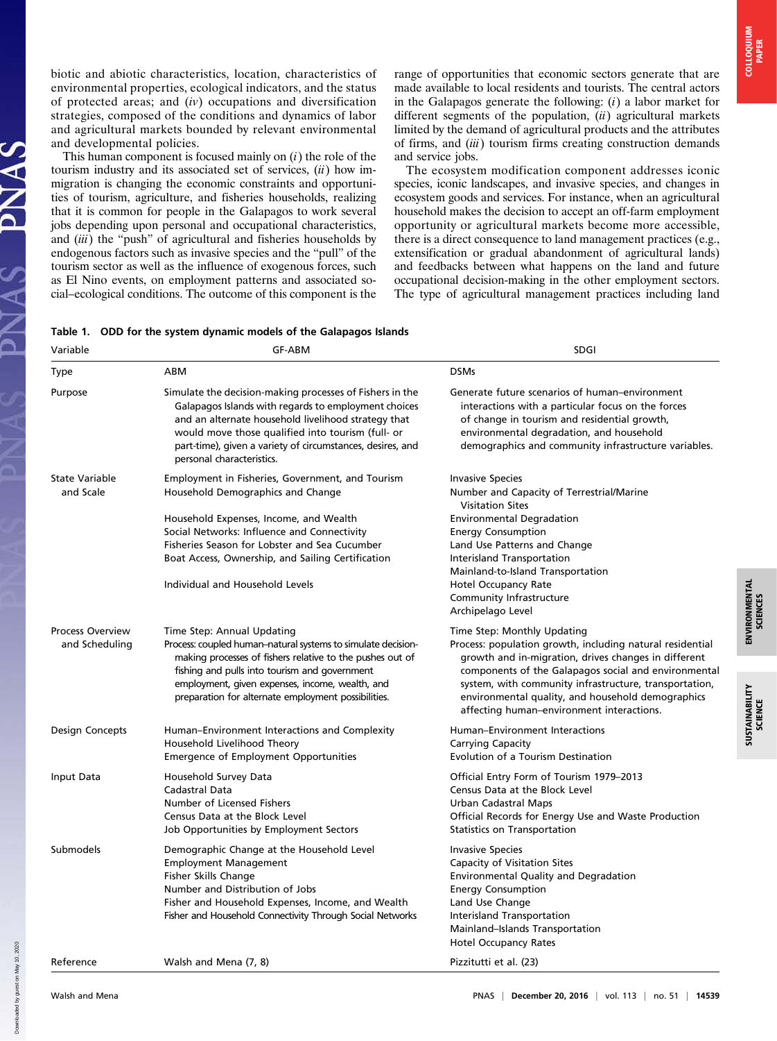biotic and abiotic characteristics, location, characteristics of environmental properties, ecological indicators, and the status of protected areas; and (*iv*) occupations and diversification strategies, composed of the conditions and dynamics of labor and agricultural markets bounded by relevant environmental and developmental policies.

This human component is focused mainly on (*i*) the role of the tourism industry and its associated set of services, (*ii*) how immigration is changing the economic constraints and opportunities of tourism, agriculture, and fisheries households, realizing that it is common for people in the Galapagos to work several jobs depending upon personal and occupational characteristics, and (*iii*) the "push" of agricultural and fisheries households by endogenous factors such as invasive species and the "pull" of the tourism sector as well as the influence of exogenous forces, such as El Nino events, on employment patterns and associated social–ecological conditions. The outcome of this component is the range of opportunities that economic sectors generate that are made available to local residents and tourists. The central actors in the Galapagos generate the following: (*i*) a labor market for different segments of the population, (*ii*) agricultural markets limited by the demand of agricultural products and the attributes of firms, and (*iii*) tourism firms creating construction demands and service jobs.

The ecosystem modification component addresses iconic species, iconic landscapes, and invasive species, and changes in ecosystem goods and services. For instance, when an agricultural household makes the decision to accept an off-farm employment opportunity or agricultural markets become more accessible, there is a direct consequence to land management practices (e.g., extensification or gradual abandonment of agricultural lands) and feedbacks between what happens on the land and future occupational decision-making in the other employment sectors. The type of agricultural management practices including land

**Table 1. ODD for the system dynamic models of the Galapagos Islands**

| Variable | GF-ABM | SDGI |
|---|---|---|
| Type | ABM | DSMs |
| Purpose | Simulate the decision-making processes of Fishers in the Galapagos Islands with regards to employment choices and an alternate household livelihood strategy that would move those qualified into tourism (full- or part-time), given a variety of circumstances, desires, and personal characteristics. | Generate future scenarios of human–environment interactions with a particular focus on the forces of change in tourism and residential growth, environmental degradation, and household demographics and community infrastructure variables. |
| State Variable and Scale | Employment in Fisheries, Government, and Tourism<br>Household Demographics and Change<br>Household Expenses, Income, and Wealth<br>Social Networks: Influence and Connectivity<br>Fisheries Season for Lobster and Sea Cucumber<br>Boat Access, Ownership, and Sailing Certification<br>Individual and Household Levels | Invasive Species<br>Number and Capacity of Terrestrial/Marine Visitation Sites<br>Environmental Degradation<br>Energy Consumption<br>Land Use Patterns and Change<br>Interisland Transportation<br>Mainland-to-Island Transportation<br>Hotel Occupancy Rate<br>Community Infrastructure<br>Archipelago Level |
| Process Overview and Scheduling | Time Step: Annual Updating<br>Process: coupled human–natural systems to simulate decision-making processes of fishers relative to the pushes out of fishing and pulls into tourism and government employment, given expenses, income, wealth, and preparation for alternate employment possibilities. | Time Step: Monthly Updating<br>Process: population growth, including natural residential growth and in-migration, drives changes in different components of the Galapagos social and environmental system, with community infrastructure, transportation, environmental quality, and household demographics affecting human–environment interactions. |
| Design Concepts | Human–Environment Interactions and Complexity<br>Household Livelihood Theory<br>Emergence of Employment Opportunities | Human–Environment Interactions<br>Carrying Capacity<br>Evolution of a Tourism Destination |
| Input Data | Household Survey Data<br>Cadastral Data<br>Number of Licensed Fishers<br>Census Data at the Block Level<br>Job Opportunities by Employment Sectors | Official Entry Form of Tourism 1979–2013<br>Census Data at the Block Level<br>Urban Cadastral Maps<br>Official Records for Energy Use and Waste Production<br>Statistics on Transportation |
| Submodels | Demographic Change at the Household Level<br>Employment Management<br>Fisher Skills Change<br>Number and Distribution of Jobs<br>Fisher and Household Expenses, Income, and Wealth<br>Fisher and Household Connectivity Through Social Networks | Invasive Species<br>Capacity of Visitation Sites<br>Environmental Quality and Degradation<br>Energy Consumption<br>Land Use Change<br>Interisland Transportation<br>Mainland–Islands Transportation<br>Hotel Occupancy Rates |
| Reference | Walsh and Mena (7, 8) | Pizzitutti et al. (23) |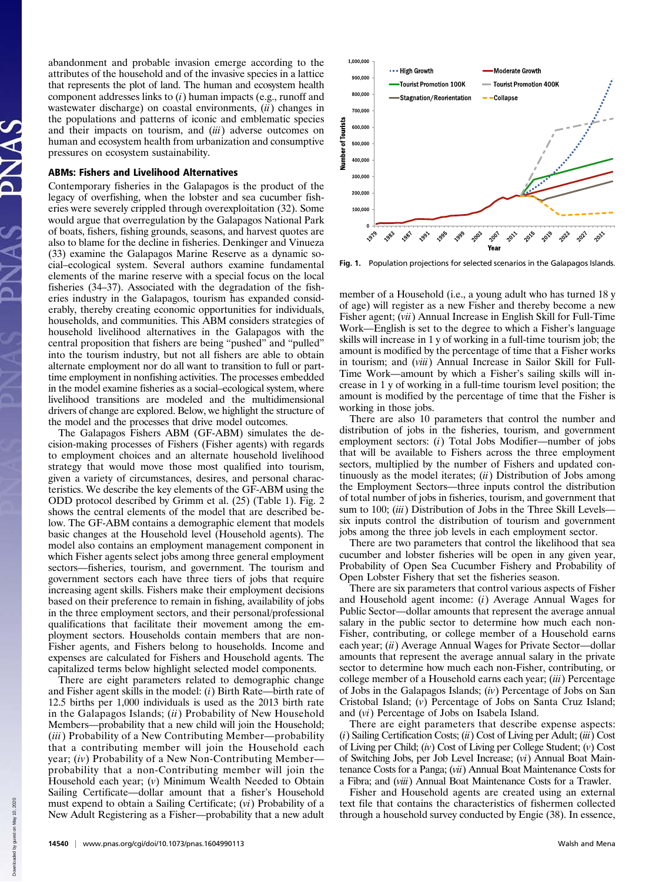abandonment and probable invasion emerge according to the attributes of the household and of the invasive species in a lattice that represents the plot of land. The human and ecosystem health component addresses links to (*i*) human impacts (e.g., runoff and wastewater discharge) on coastal environments, (*ii*) changes in the populations and patterns of iconic and emblematic species and their impacts on tourism, and (*iii*) adverse outcomes on human and ecosystem health from urbanization and consumptive pressures on ecosystem sustainability.

### ABMs: Fishers and Livelihood Alternatives

Contemporary fisheries in the Galapagos is the product of the legacy of overfishing, when the lobster and sea cucumber fisheries were severely crippled through overexploitation (32). Some would argue that overregulation by the Galapagos National Park of boats, fishers, fishing grounds, seasons, and harvest quotes are also to blame for the decline in fisheries. Denkinger and Vinueza (33) examine the Galapagos Marine Reserve as a dynamic social–ecological system. Several authors examine fundamental elements of the marine reserve with a special focus on the local fisheries (34–37). Associated with the degradation of the fisheries industry in the Galapagos, tourism has expanded considerably, thereby creating economic opportunities for individuals, households, and communities. This ABM considers strategies of household livelihood alternatives in the Galapagos with the central proposition that fishers are being "pushed" and "pulled" into the tourism industry, but not all fishers are able to obtain alternate employment nor do all want to transition to full or part-time employment in nonfishing activities. The processes embedded in the model examine fisheries as a social–ecological system, where livelihood transitions are modeled and the multidimensional drivers of change are explored. Below, we highlight the structure of the model and the processes that drive model outcomes.

The Galapagos Fishers ABM (GF-ABM) simulates the decision-making processes of Fishers (Fisher agents) with regards to employment choices and an alternate household livelihood strategy that would move those most qualified into tourism, given a variety of circumstances, desires, and personal characteristics. We describe the key elements of the GF-ABM using the ODD protocol described by Grimm et al. (25) (Table 1). Fig. 2 shows the central elements of the model that are described below. The GF-ABM contains a demographic element that models basic changes at the Household level (Household agents). The model also contains an employment management component in which Fisher agents select jobs among three general employment sectors—fisheries, tourism, and government. The tourism and government sectors each have three tiers of jobs that require increasing agent skills. Fishers make their employment decisions based on their preference to remain in fishing, availability of jobs in the three employment sectors, and their personal/professional qualifications that facilitate their movement among the employment sectors. Households contain members that are non-Fisher agents, and Fishers belong to households. Income and expenses are calculated for Fishers and Household agents. The capitalized terms below highlight selected model components.

There are eight parameters related to demographic change and Fisher agent skills in the model: (*i*) Birth Rate—birth rate of 12.5 births per 1,000 individuals is used as the 2013 birth rate in the Galapagos Islands; (*ii*) Probability of New Household Members—probability that a new child will join the Household; (*iii*) Probability of a New Contributing Member—probability that a contributing member will join the Household each year; (*iv*) Probability of a New Non-Contributing Member—probability that a non-Contributing member will join the Household each year; (*v*) Minimum Wealth Needed to Obtain Sailing Certificate—dollar amount that a fisher's Household must expend to obtain a Sailing Certificate; (*vi*) Probability of a New Adult Registering as a Fisher—probability that a new adult member of a Household (i.e., a young adult who has turned 18 y of age) will register as a new Fisher and thereby become a new Fisher agent; (*vii*) Annual Increase in English Skill for Full-Time Work—English is set to the degree to which a Fisher's language skills will increase in 1 y of working in a full-time tourism job; the amount is modified by the percentage of time that a Fisher works in tourism; and (*viii*) Annual Increase in Sailor Skill for Full-Time Work—amount by which a Fisher's sailing skills will increase in 1 y of working in a full-time tourism level position; the amount is modified by the percentage of time that the Fisher is working in those jobs.

Fig. 1. Population projections for selected scenarios in the Galapagos Islands.

There are also 10 parameters that control the number and distribution of jobs in the fisheries, tourism, and government employment sectors: (*i*) Total Jobs Modifier—number of jobs that will be available to Fishers across the three employment sectors, multiplied by the number of Fishers and updated continuously as the model iterates; (*ii*) Distribution of Jobs among the Employment Sectors—three inputs control the distribution of total number of jobs in fisheries, tourism, and government that sum to 100; (*iii*) Distribution of Jobs in the Three Skill Levels—six inputs control the distribution of tourism and government jobs among the three job levels in each employment sector.

There are two parameters that control the likelihood that sea cucumber and lobster fisheries will be open in any given year, Probability of Open Sea Cucumber Fishery and Probability of Open Lobster Fishery that set the fisheries season.

There are six parameters that control various aspects of Fisher and Household agent income: (*i*) Average Annual Wages for Public Sector—dollar amounts that represent the average annual salary in the public sector to determine how much each non-Fisher, contributing, or college member of a Household earns each year; (*ii*) Average Annual Wages for Private Sector—dollar amounts that represent the average annual salary in the private sector to determine how much each non-Fisher, contributing, or college member of a Household earns each year; (*iii*) Percentage of Jobs in the Galapagos Islands; (*iv*) Percentage of Jobs on San Cristobal Island; (*v*) Percentage of Jobs on Santa Cruz Island; and (*vi*) Percentage of Jobs on Isabela Island.

There are eight parameters that describe expense aspects: (*i*) Sailing Certification Costs; (*ii*) Cost of Living per Adult; (*iii*) Cost of Living per Child; (*iv*) Cost of Living per College Student; (*v*) Cost of Switching Jobs, per Job Level Increase; (*vi*) Annual Boat Maintenance Costs for a Panga; (*vii*) Annual Boat Maintenance Costs for a Fibra; and (*viii*) Annual Boat Maintenance Costs for a Trawler.

Fisher and Household agents are created using an external text file that contains the characteristics of fishermen collected through a household survey conducted by Engie (38). In essence,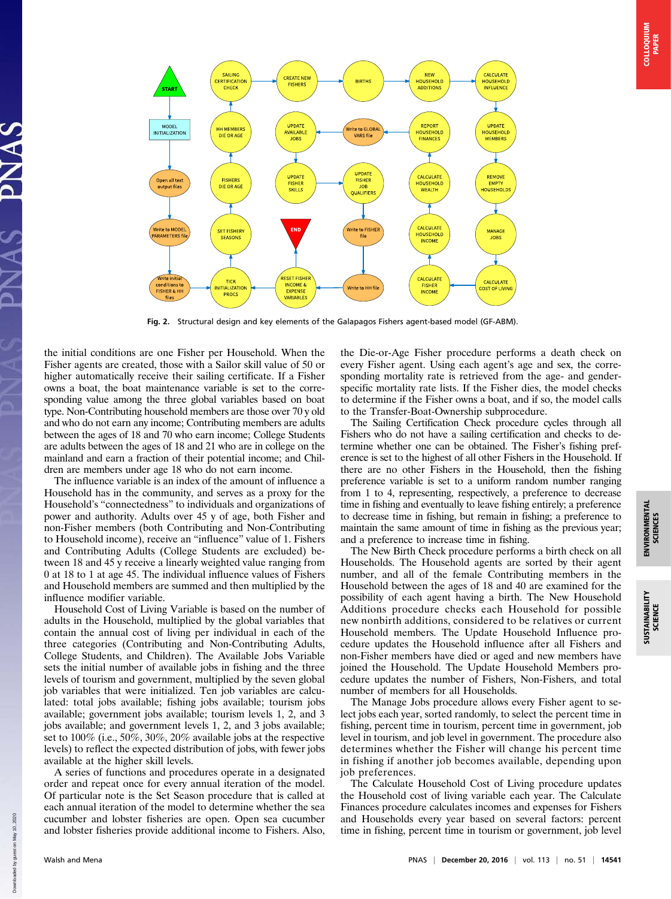Fig. 2. Structural design and key elements of the Galapagos Fishers agent-based model (GF-ABM).

the initial conditions are one Fisher per Household. When the Fisher agents are created, those with a Sailor skill value of 50 or higher automatically receive their sailing certificate. If a Fisher owns a boat, the boat maintenance variable is set to the corresponding value among the three global variables based on boat type. Non-Contributing household members are those over 70 y old and who do not earn any income; Contributing members are adults between the ages of 18 and 70 who earn income; College Students are adults between the ages of 18 and 21 who are in college on the mainland and earn a fraction of their potential income; and Children are members under age 18 who do not earn income.

The influence variable is an index of the amount of influence a Household has in the community, and serves as a proxy for the Household's "connectedness" to individuals and organizations of power and authority. Adults over 45 y of age, both Fisher and non-Fisher members (both Contributing and Non-Contributing to Household income), receive an "influence" value of 1. Fishers and Contributing Adults (College Students are excluded) between 18 and 45 y receive a linearly weighted value ranging from 0 at 18 to 1 at age 45. The individual influence values of Fishers and Household members are summed and then multiplied by the influence modifier variable.

Household Cost of Living Variable is based on the number of adults in the Household, multiplied by the global variables that contain the annual cost of living per individual in each of the three categories (Contributing and Non-Contributing Adults, College Students, and Children). The Available Jobs Variable sets the initial number of available jobs in fishing and the three levels of tourism and government, multiplied by the seven global job variables that were initialized. Ten job variables are calculated: total jobs available; fishing jobs available; tourism jobs available; government jobs available; tourism levels 1, 2, and 3 jobs available; and government levels 1, 2, and 3 jobs available; set to 100% (i.e., 50%, 30%, 20% available jobs at the respective levels) to reflect the expected distribution of jobs, with fewer jobs available at the higher skill levels.

A series of functions and procedures operate in a designated order and repeat once for every annual iteration of the model. Of particular note is the Set Season procedure that is called at each annual iteration of the model to determine whether the sea cucumber and lobster fisheries are open. Open sea cucumber and lobster fisheries provide additional income to Fishers. Also, the Die-or-Age Fisher procedure performs a death check on every Fisher agent. Using each agent's age and sex, the corresponding mortality rate is retrieved from the age- and gender-specific mortality rate lists. If the Fisher dies, the model checks to determine if the Fisher owns a boat, and if so, the model calls to the Transfer-Boat-Ownership subprocedure.

The Sailing Certification Check procedure cycles through all Fishers who do not have a sailing certification and checks to determine whether one can be obtained. The Fisher's fishing preference is set to the highest of all other Fishers in the Household. If there are no other Fishers in the Household, then the fishing preference variable is set to a uniform random number ranging from 1 to 4, representing, respectively, a preference to decrease time in fishing and eventually to leave fishing entirely; a preference to decrease time in fishing, but remain in fishing; a preference to maintain the same amount of time in fishing as the previous year; and a preference to increase time in fishing.

The New Birth Check procedure performs a birth check on all Households. The Household agents are sorted by their agent number, and all of the female Contributing members in the Household between the ages of 18 and 40 are examined for the possibility of each agent having a birth. The New Household Additions procedure checks each Household for possible new nonbirth additions, considered to be relatives or current Household members. The Update Household Influence procedure updates the Household influence after all Fishers and non-Fisher members have died or aged and new members have joined the Household. The Update Household Members procedure updates the number of Fishers, Non-Fishers, and total number of members for all Households.

The Manage Jobs procedure allows every Fisher agent to select jobs each year, sorted randomly, to select the percent time in fishing, percent time in tourism, percent time in government, job level in tourism, and job level in government. The procedure also determines whether the Fisher will change his percent time in fishing if another job becomes available, depending upon job preferences.

The Calculate Household Cost of Living procedure updates the Household cost of living variable each year. The Calculate Finances procedure calculates incomes and expenses for Fishers and Households every year based on several factors: percent time in fishing, percent time in tourism or government, job level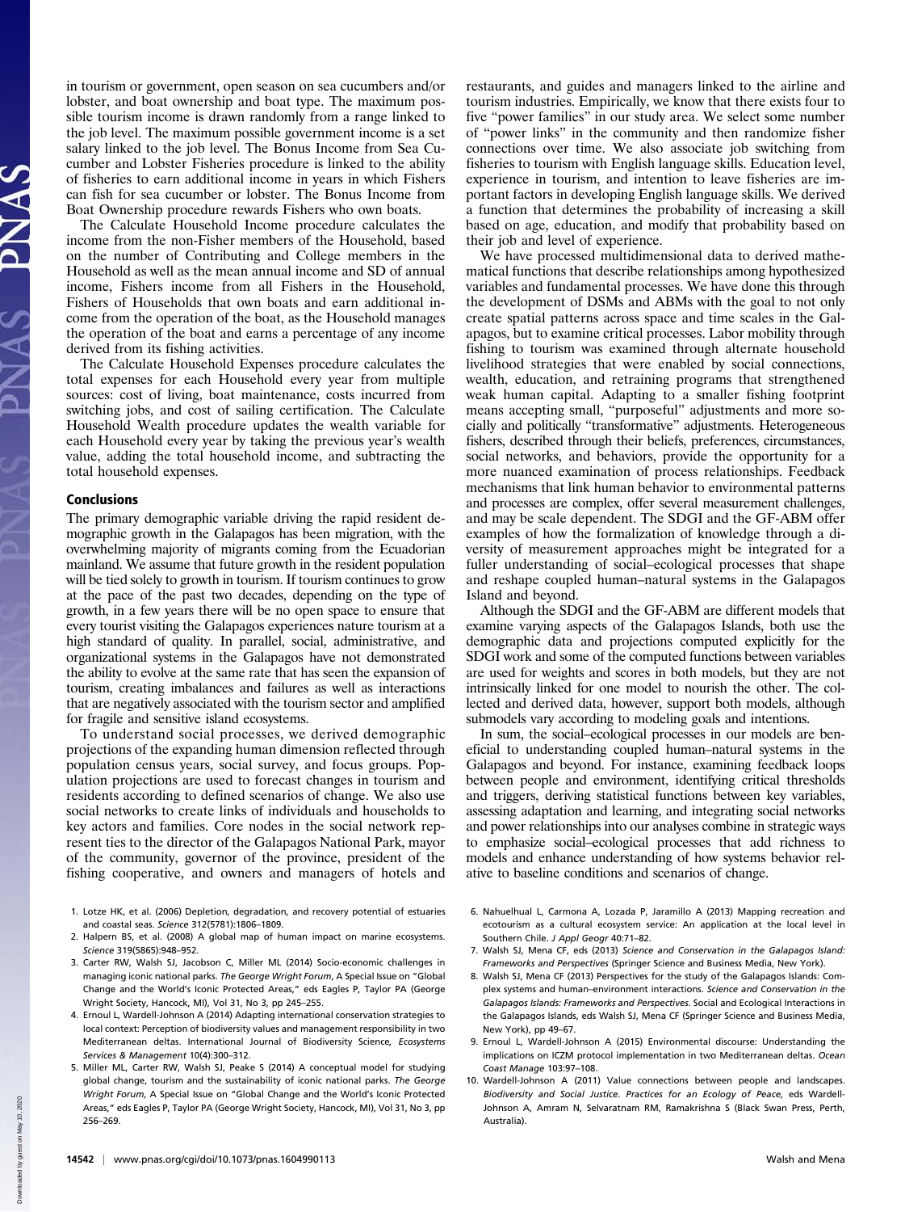in tourism or government, open season on sea cucumbers and/or lobster, and boat ownership and boat type. The maximum possible tourism income is drawn randomly from a range linked to the job level. The maximum possible government income is a set salary linked to the job level. The Bonus Income from Sea Cucumber and Lobster Fisheries procedure is linked to the ability of fisheries to earn additional income in years in which Fishers can fish for sea cucumber or lobster. The Bonus Income from Boat Ownership procedure rewards Fishers who own boats.

The Calculate Household Income procedure calculates the income from the non-Fisher members of the Household, based on the number of Contributing and College members in the Household as well as the mean annual income and SD of annual income, Fishers income from all Fishers in the Household, Fishers of Households that own boats and earn additional income from the operation of the boat, as the Household manages the operation of the boat and earns a percentage of any income derived from its fishing activities.

The Calculate Household Expenses procedure calculates the total expenses for each Household every year from multiple sources: cost of living, boat maintenance, costs incurred from switching jobs, and cost of sailing certification. The Calculate Household Wealth procedure updates the wealth variable for each Household every year by taking the previous year's wealth value, adding the total household income, and subtracting the total household expenses.

## Conclusions

The primary demographic variable driving the rapid resident demographic growth in the Galapagos has been migration, with the overwhelming majority of migrants coming from the Ecuadorian mainland. We assume that future growth in the resident population will be tied solely to growth in tourism. If tourism continues to grow at the pace of the past two decades, depending on the type of growth, in a few years there will be no open space to ensure that every tourist visiting the Galapagos experiences nature tourism at a high standard of quality. In parallel, social, administrative, and organizational systems in the Galapagos have not demonstrated the ability to evolve at the same rate that has seen the expansion of tourism, creating imbalances and failures as well as interactions that are negatively associated with the tourism sector and amplified for fragile and sensitive island ecosystems.

To understand social processes, we derived demographic projections of the expanding human dimension reflected through population census years, social survey, and focus groups. Population projections are used to forecast changes in tourism and residents according to defined scenarios of change. We also use social networks to create links of individuals and households to key actors and families. Core nodes in the social network represent ties to the director of the Galapagos National Park, mayor of the community, governor of the province, president of the fishing cooperative, and owners and managers of hotels and restaurants, and guides and managers linked to the airline and tourism industries. Empirically, we know that there exists four to five "power families" in our study area. We select some number of "power links" in the community and then randomize fisher connections over time. We also associate job switching from fisheries to tourism with English language skills. Education level, experience in tourism, and intention to leave fisheries are important factors in developing English language skills. We derived a function that determines the probability of increasing a skill based on age, education, and modify that probability based on their job and level of experience.

We have processed multidimensional data to derived mathematical functions that describe relationships among hypothesized variables and fundamental processes. We have done this through the development of DSMs and ABMs with the goal to not only create spatial patterns across space and time scales in the Galapagos, but to examine critical processes. Labor mobility through fishing to tourism was examined through alternate household livelihood strategies that were enabled by social connections, wealth, education, and retraining programs that strengthened weak human capital. Adapting to a smaller fishing footprint means accepting small, "purposeful" adjustments and more socially and politically "transformative" adjustments. Heterogeneous fishers, described through their beliefs, preferences, circumstances, social networks, and behaviors, provide the opportunity for a more nuanced examination of process relationships. Feedback mechanisms that link human behavior to environmental patterns and processes are complex, offer several measurement challenges, and may be scale dependent. The SDGI and the GF-ABM offer examples of how the formalization of knowledge through a diversity of measurement approaches might be integrated for a fuller understanding of social–ecological processes that shape and reshape coupled human–natural systems in the Galapagos Island and beyond.

Although the SDGI and the GF-ABM are different models that examine varying aspects of the Galapagos Islands, both use the demographic data and projections computed explicitly for the SDGI work and some of the computed functions between variables are used for weights and scores in both models, but they are not intrinsically linked for one model to nourish the other. The collected and derived data, however, support both models, although submodels vary according to modeling goals and intentions.

In sum, the social–ecological processes in our models are beneficial to understanding coupled human–natural systems in the Galapagos and beyond. For instance, examining feedback loops between people and environment, identifying critical thresholds and triggers, deriving statistical functions between key variables, assessing adaptation and learning, and integrating social networks and power relationships into our analyses combine in strategic ways to emphasize social–ecological processes that add richness to models and enhance understanding of how systems behavior relative to baseline conditions and scenarios of change.

1. Lotze HK, et al. (2006) Depletion, degradation, and recovery potential of estuaries and coastal seas. *Science* 312(5781):1806–1809.
2. Halpern BS, et al. (2008) A global map of human impact on marine ecosystems. *Science* 319(5865):948–952.
3. Carter RW, Walsh SJ, Jacobson C, Miller ML (2014) Socio-economic challenges in managing iconic national parks. *The George Wright Forum*, A Special Issue on "Global Change and the World's Iconic Protected Areas," eds Eagles P, Taylor PA (George Wright Society, Hancock, MI), Vol 31, No 3, pp 245–255.
4. Ernoul L, Wardell-Johnson A (2014) Adapting international conservation strategies to local context: Perception of biodiversity values and management responsibility in two Mediterranean deltas. International Journal of Biodiversity Science, *Ecosystems Services & Management* 10(4):300–312.
5. Miller ML, Carter RW, Walsh SJ, Peake S (2014) A conceptual model for studying global change, tourism and the sustainability of iconic national parks. *The George Wright Forum*, A Special Issue on "Global Change and the World's Iconic Protected Areas," eds Eagles P, Taylor PA (George Wright Society, Hancock, MI), Vol 31, No 3, pp 256–269.
6. Nahuelhual L, Carmona A, Lozada P, Jaramillo A (2013) Mapping recreation and ecotourism as a cultural ecosystem service: An application at the local level in Southern Chile. *J Appl Geogr* 40:71–82.
7. Walsh SJ, Mena CF, eds (2013) *Science and Conservation in the Galapagos Island: Frameworks and Perspectives* (Springer Science and Business Media, New York).
8. Walsh SJ, Mena CF (2013) Perspectives for the study of the Galapagos Islands: Complex systems and human–environment interactions. *Science and Conservation in the Galapagos Islands: Frameworks and Perspectives*. Social and Ecological Interactions in the Galapagos Islands, eds Walsh SJ, Mena CF (Springer Science and Business Media, New York), pp 49–67.
9. Ernoul L, Wardell-Johnson A (2015) Environmental discourse: Understanding the implications on ICZM protocol implementation in two Mediterranean deltas. *Ocean Coast Manage* 103:97–108.
10. Wardell-Johnson A (2011) Value connections between people and landscapes. *Biodiversity and Social Justice. Practices for an Ecology of Peace*, eds Wardell-Johnson A, Amram N, Selvaratnam RM, Ramakrishna S (Black Swan Press, Perth, Australia).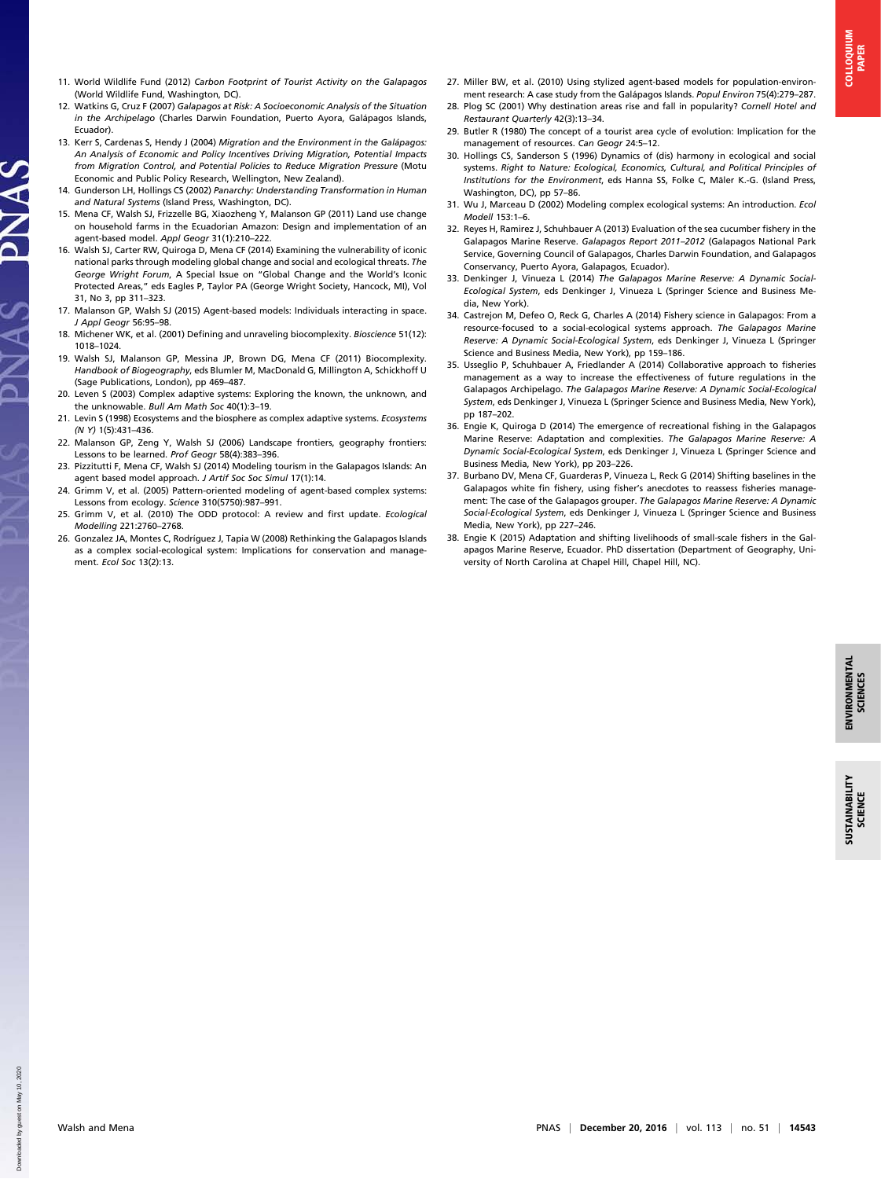11. World Wildlife Fund (2012) *Carbon Footprint of Tourist Activity on the Galapagos* (World Wildlife Fund, Washington, DC).
12. Watkins G, Cruz F (2007) *Galapagos at Risk: A Socioeconomic Analysis of the Situation in the Archipelago* (Charles Darwin Foundation, Puerto Ayora, Galápagos Islands, Ecuador).
13. Kerr S, Cardenas S, Hendy J (2004) *Migration and the Environment in the Galápagos: An Analysis of Economic and Policy Incentives Driving Migration, Potential Impacts from Migration Control, and Potential Policies to Reduce Migration Pressure* (Motu Economic and Public Policy Research, Wellington, New Zealand).
14. Gunderson LH, Hollings CS (2002) *Panarchy: Understanding Transformation in Human and Natural Systems* (Island Press, Washington, DC).
15. Mena CF, Walsh SJ, Frizzelle BG, Xiaozheng Y, Malanson GP (2011) Land use change on household farms in the Ecuadorian Amazon: Design and implementation of an agent-based model. *Appl Geogr* 31(1):210–222.
16. Walsh SJ, Carter RW, Quiroga D, Mena CF (2014) Examining the vulnerability of iconic national parks through modeling global change and social and ecological threats. *The George Wright Forum*, A Special Issue on "Global Change and the World's Iconic Protected Areas," eds Eagles P, Taylor PA (George Wright Society, Hancock, MI), Vol 31, No 3, pp 311–323.
17. Malanson GP, Walsh SJ (2015) Agent-based models: Individuals interacting in space. *J Appl Geogr* 56:95–98.
18. Michener WK, et al. (2001) Defining and unraveling biocomplexity. *Bioscience* 51(12): 1018–1024.
19. Walsh SJ, Malanson GP, Messina JP, Brown DG, Mena CF (2011) Biocomplexity. *Handbook of Biogeography*, eds Blumler M, MacDonald G, Millington A, Schickhoff U (Sage Publications, London), pp 469–487.
20. Leven S (2003) Complex adaptive systems: Exploring the known, the unknown, and the unknowable. *Bull Am Math Soc* 40(1):3–19.
21. Levin S (1998) Ecosystems and the biosphere as complex adaptive systems. *Ecosystems (N Y)* 1(5):431–436.
22. Malanson GP, Zeng Y, Walsh SJ (2006) Landscape frontiers, geography frontiers: Lessons to be learned. *Prof Geogr* 58(4):383–396.
23. Pizzitutti F, Mena CF, Walsh SJ (2014) Modeling tourism in the Galapagos Islands: An agent based model approach. *J Artif Soc Soc Simul* 17(1):14.
24. Grimm V, et al. (2005) Pattern-oriented modeling of agent-based complex systems: Lessons from ecology. *Science* 310(5750):987–991.
25. Grimm V, et al. (2010) The ODD protocol: A review and first update. *Ecological Modelling* 221:2760–2768.
26. Gonzalez JA, Montes C, Rodríguez J, Tapia W (2008) Rethinking the Galapagos Islands as a complex social-ecological system: Implications for conservation and management. *Ecol Soc* 13(2):13.
27. Miller BW, et al. (2010) Using stylized agent-based models for population-environment research: A case study from the Galápagos Islands. *Popul Environ* 75(4):279–287.
28. Plog SC (2001) Why destination areas rise and fall in popularity? *Cornell Hotel and Restaurant Quarterly* 42(3):13–34.
29. Butler R (1980) The concept of a tourist area cycle of evolution: Implication for the management of resources. *Can Geogr* 24:5–12.
30. Hollings CS, Sanderson S (1996) Dynamics of (dis) harmony in ecological and social systems. *Right to Nature: Ecological, Economics, Cultural, and Political Principles of Institutions for the Environment*, eds Hanna SS, Folke C, Mäler K.-G. (Island Press, Washington, DC), pp 57–86.
31. Wu J, Marceau D (2002) Modeling complex ecological systems: An introduction. *Ecol Modell* 153:1–6.
32. Reyes H, Ramirez J, Schuhbauer A (2013) Evaluation of the sea cucumber fishery in the Galapagos Marine Reserve. *Galapagos Report 2011–2012* (Galapagos National Park Service, Governing Council of Galapagos, Charles Darwin Foundation, and Galapagos Conservancy, Puerto Ayora, Galapagos, Ecuador).
33. Denkinger J, Vinueza L (2014) *The Galapagos Marine Reserve: A Dynamic Social-Ecological System*, eds Denkinger J, Vinueza L (Springer Science and Business Media, New York).
34. Castrejon M, Defeo O, Reck G, Charles A (2014) Fishery science in Galapagos: From a resource-focused to a social-ecological systems approach. *The Galapagos Marine Reserve: A Dynamic Social-Ecological System*, eds Denkinger J, Vinueza L (Springer Science and Business Media, New York), pp 159–186.
35. Usseglio P, Schuhbauer A, Friedlander A (2014) Collaborative approach to fisheries management as a way to increase the effectiveness of future regulations in the Galapagos Archipelago. *The Galapagos Marine Reserve: A Dynamic Social-Ecological System*, eds Denkinger J, Vinueza L (Springer Science and Business Media, New York), pp 187–202.
36. Engie K, Quiroga D (2014) The emergence of recreational fishing in the Galapagos Marine Reserve: Adaptation and complexities. *The Galapagos Marine Reserve: A Dynamic Social-Ecological System*, eds Denkinger J, Vinueza L (Springer Science and Business Media, New York), pp 203–226.
37. Burbano DV, Mena CF, Guarderas P, Vinueza L, Reck G (2014) Shifting baselines in the Galapagos white fin fishery, using fisher's anecdotes to reassess fisheries management: The case of the Galapagos grouper. *The Galapagos Marine Reserve: A Dynamic Social-Ecological System*, eds Denkinger J, Vinueza L (Springer Science and Business Media, New York), pp 227–246.
38. Engie K (2015) Adaptation and shifting livelihoods of small-scale fishers in the Galapagos Marine Reserve, Ecuador. PhD dissertation (Department of Geography, University of North Carolina at Chapel Hill, Chapel Hill, NC).